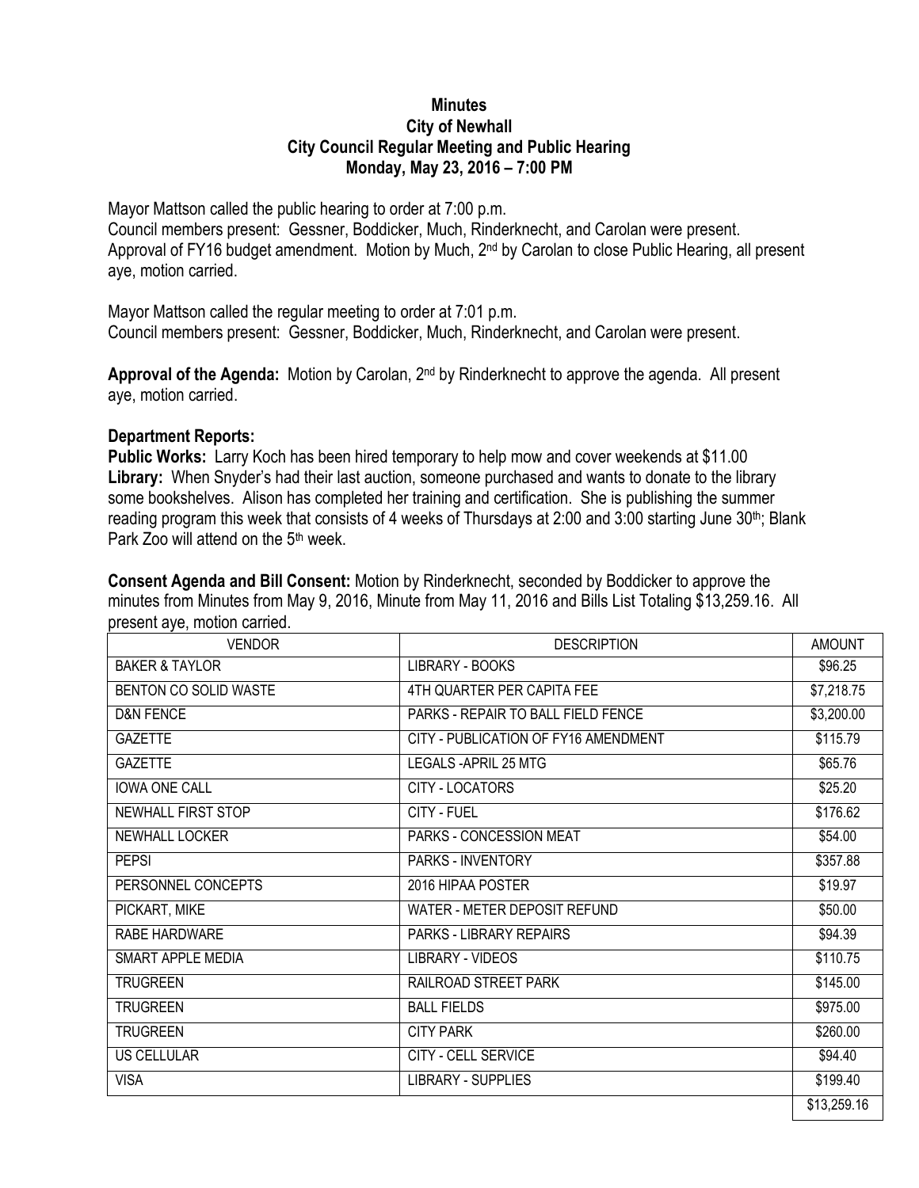**Minutes**
**City of Newhall**
**City Council Regular Meeting and Public Hearing**
**Monday, May 23, 2016 – 7:00 PM**

Mayor Mattson called the public hearing to order at 7:00 p.m.
Council members present: Gessner, Boddicker, Much, Rinderknecht, and Carolan were present.
Approval of FY16 budget amendment. Motion by Much, 2nd by Carolan to close Public Hearing, all present aye, motion carried.

Mayor Mattson called the regular meeting to order at 7:01 p.m.
Council members present: Gessner, Boddicker, Much, Rinderknecht, and Carolan were present.

**Approval of the Agenda:** Motion by Carolan, 2nd by Rinderknecht to approve the agenda. All present aye, motion carried.

**Department Reports:**
**Public Works:** Larry Koch has been hired temporary to help mow and cover weekends at $11.00
**Library:** When Snyder's had their last auction, someone purchased and wants to donate to the library some bookshelves. Alison has completed her training and certification. She is publishing the summer reading program this week that consists of 4 weeks of Thursdays at 2:00 and 3:00 starting June 30th; Blank Park Zoo will attend on the 5th week.

**Consent Agenda and Bill Consent:** Motion by Rinderknecht, seconded by Boddicker to approve the minutes from Minutes from May 9, 2016, Minute from May 11, 2016 and Bills List Totaling $13,259.16. All present aye, motion carried.

| VENDOR | DESCRIPTION | AMOUNT |
|---|---|---|
| BAKER & TAYLOR | LIBRARY - BOOKS | $96.25 |
| BENTON CO SOLID WASTE | 4TH QUARTER PER CAPITA FEE | $7,218.75 |
| D&N FENCE | PARKS - REPAIR TO BALL FIELD FENCE | $3,200.00 |
| GAZETTE | CITY - PUBLICATION OF FY16 AMENDMENT | $115.79 |
| GAZETTE | LEGALS -APRIL 25 MTG | $65.76 |
| IOWA ONE CALL | CITY - LOCATORS | $25.20 |
| NEWHALL FIRST STOP | CITY - FUEL | $176.62 |
| NEWHALL LOCKER | PARKS - CONCESSION MEAT | $54.00 |
| PEPSI | PARKS - INVENTORY | $357.88 |
| PERSONNEL CONCEPTS | 2016 HIPAA POSTER | $19.97 |
| PICKART, MIKE | WATER - METER DEPOSIT REFUND | $50.00 |
| RABE HARDWARE | PARKS - LIBRARY REPAIRS | $94.39 |
| SMART APPLE MEDIA | LIBRARY - VIDEOS | $110.75 |
| TRUGREEN | RAILROAD STREET PARK | $145.00 |
| TRUGREEN | BALL FIELDS | $975.00 |
| TRUGREEN | CITY PARK | $260.00 |
| US CELLULAR | CITY - CELL SERVICE | $94.40 |
| VISA | LIBRARY - SUPPLIES | $199.40 |
| | | $13,259.16 |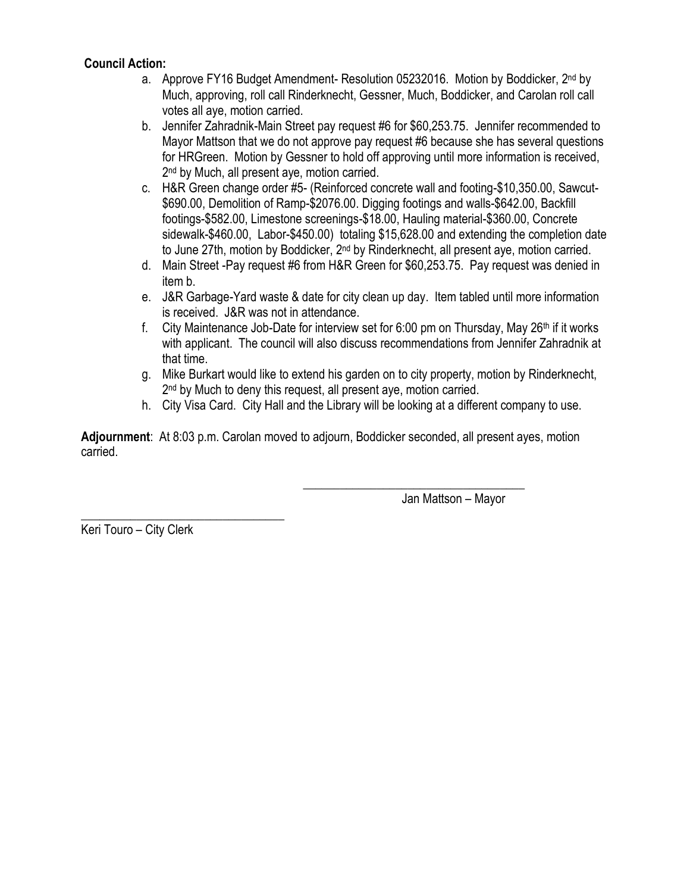**Council Action:**

a. Approve FY16 Budget Amendment- Resolution 05232016. Motion by Boddicker, 2nd by Much, approving, roll call Rinderknecht, Gessner, Much, Boddicker, and Carolan roll call votes all aye, motion carried.
b. Jennifer Zahradnik-Main Street pay request #6 for $60,253.75. Jennifer recommended to Mayor Mattson that we do not approve pay request #6 because she has several questions for HRGreen. Motion by Gessner to hold off approving until more information is received, 2nd by Much, all present aye, motion carried.
c. H&R Green change order #5- (Reinforced concrete wall and footing-$10,350.00, Sawcut-$690.00, Demolition of Ramp-$2076.00. Digging footings and walls-$642.00, Backfill footings-$582.00, Limestone screenings-$18.00, Hauling material-$360.00, Concrete sidewalk-$460.00, Labor-$450.00) totaling $15,628.00 and extending the completion date to June 27th, motion by Boddicker, 2nd by Rinderknecht, all present aye, motion carried.
d. Main Street -Pay request #6 from H&R Green for $60,253.75. Pay request was denied in item b.
e. J&R Garbage-Yard waste & date for city clean up day. Item tabled until more information is received. J&R was not in attendance.
f. City Maintenance Job-Date for interview set for 6:00 pm on Thursday, May 26th if it works with applicant. The council will also discuss recommendations from Jennifer Zahradnik at that time.
g. Mike Burkart would like to extend his garden on to city property, motion by Rinderknecht, 2nd by Much to deny this request, all present aye, motion carried.
h. City Visa Card. City Hall and the Library will be looking at a different company to use.

**Adjournment**: At 8:03 p.m. Carolan moved to adjourn, Boddicker seconded, all present ayes, motion carried.

\_\_\_\_\_\_\_\_\_\_\_\_\_\_\_\_\_\_\_\_\_\_\_\_\_\_\_\_\_\_\_\_\_\_\_

Jan Mattson – Mayor

\_\_\_\_\_\_\_\_\_\_\_\_\_\_\_\_\_\_\_\_\_\_\_\_\_\_\_\_\_\_\_\_\_\_\_

Keri Touro – City Clerk